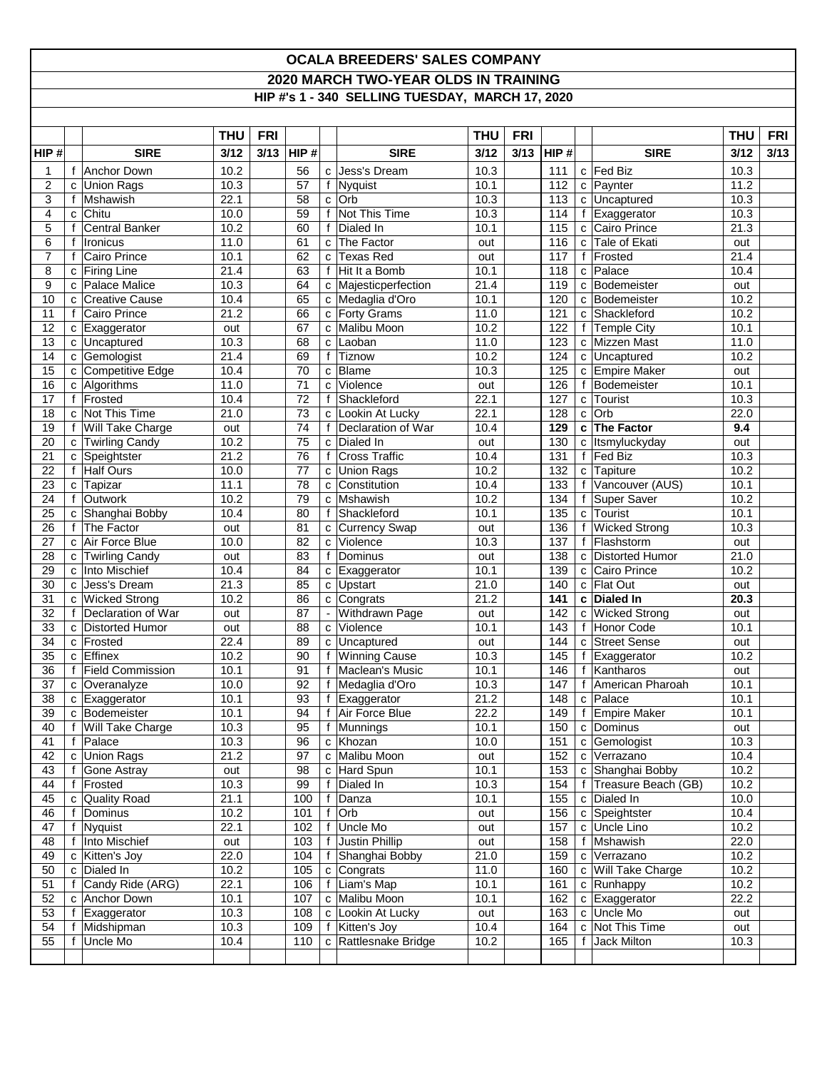# OCALA BREEDERS' SALES COMPANY

## 2020 MARCH TWO-YEAR OLDS IN TRAINING

### HIP #'s 1 - 340 SELLING TUESDAY, MARCH 17, 2020

| | | | THU | FRI | | | | THU | FRI | | | | THU | FRI |
|---|---|---|---|---|---|---|---|---|---|---|---|---|---|---|
| HIP # | | SIRE | 3/12 | 3/13 | HIP # | | SIRE | 3/12 | 3/13 | HIP # | | SIRE | 3/12 | 3/13 |
| 1 | f | Anchor Down | 10.2 | | 56 | c | Jess's Dream | 10.3 | | 111 | c | Fed Biz | 10.3 | |
| 2 | c | Union Rags | 10.3 | | 57 | f | Nyquist | 10.1 | | 112 | c | Paynter | 11.2 | |
| 3 | f | Mshawish | 22.1 | | 58 | c | Orb | 10.3 | | 113 | c | Uncaptured | 10.3 | |
| 4 | c | Chitu | 10.0 | | 59 | f | Not This Time | 10.3 | | 114 | f | Exaggerator | 10.3 | |
| 5 | f | Central Banker | 10.2 | | 60 | f | Dialed In | 10.1 | | 115 | c | Cairo Prince | 21.3 | |
| 6 | f | Ironicus | 11.0 | | 61 | c | The Factor | out | | 116 | c | Tale of Ekati | out | |
| 7 | f | Cairo Prince | 10.1 | | 62 | c | Texas Red | out | | 117 | f | Frosted | 21.4 | |
| 8 | c | Firing Line | 21.4 | | 63 | f | Hit It a Bomb | 10.1 | | 118 | c | Palace | 10.4 | |
| 9 | c | Palace Malice | 10.3 | | 64 | c | Majesticperfection | 21.4 | | 119 | c | Bodemeister | out | |
| 10 | c | Creative Cause | 10.4 | | 65 | c | Medaglia d'Oro | 10.1 | | 120 | c | Bodemeister | 10.2 | |
| 11 | f | Cairo Prince | 21.2 | | 66 | c | Forty Grams | 11.0 | | 121 | c | Shackleford | 10.2 | |
| 12 | c | Exaggerator | out | | 67 | c | Malibu Moon | 10.2 | | 122 | f | Temple City | 10.1 | |
| 13 | c | Uncaptured | 10.3 | | 68 | c | Laoban | 11.0 | | 123 | c | Mizzen Mast | 11.0 | |
| 14 | c | Gemologist | 21.4 | | 69 | f | Tiznow | 10.2 | | 124 | c | Uncaptured | 10.2 | |
| 15 | c | Competitive Edge | 10.4 | | 70 | c | Blame | 10.3 | | 125 | c | Empire Maker | out | |
| 16 | c | Algorithms | 11.0 | | 71 | c | Violence | out | | 126 | f | Bodemeister | 10.1 | |
| 17 | f | Frosted | 10.4 | | 72 | f | Shackleford | 22.1 | | 127 | c | Tourist | 10.3 | |
| 18 | c | Not This Time | 21.0 | | 73 | c | Lookin At Lucky | 22.1 | | 128 | c | Orb | 22.0 | |
| 19 | f | Will Take Charge | out | | 74 | f | Declaration of War | 10.4 | | **129** | **c** | **The Factor** | **9.4** | |
| 20 | c | Twirling Candy | 10.2 | | 75 | c | Dialed In | out | | 130 | c | Itsmyluckyday | out | |
| 21 | c | Speightster | 21.2 | | 76 | f | Cross Traffic | 10.4 | | 131 | f | Fed Biz | 10.3 | |
| 22 | f | Half Ours | 10.0 | | 77 | c | Union Rags | 10.2 | | 132 | c | Tapiture | 10.2 | |
| 23 | c | Tapizar | 11.1 | | 78 | c | Constitution | 10.4 | | 133 | f | Vancouver (AUS) | 10.1 | |
| 24 | f | Outwork | 10.2 | | 79 | c | Mshawish | 10.2 | | 134 | f | Super Saver | 10.2 | |
| 25 | c | Shanghai Bobby | 10.4 | | 80 | f | Shackleford | 10.1 | | 135 | c | Tourist | 10.1 | |
| 26 | f | The Factor | out | | 81 | c | Currency Swap | out | | 136 | f | Wicked Strong | 10.3 | |
| 27 | c | Air Force Blue | 10.0 | | 82 | c | Violence | 10.3 | | 137 | f | Flashstorm | out | |
| 28 | c | Twirling Candy | out | | 83 | f | Dominus | out | | 138 | c | Distorted Humor | 21.0 | |
| 29 | c | Into Mischief | 10.4 | | 84 | c | Exaggerator | 10.1 | | 139 | c | Cairo Prince | 10.2 | |
| 30 | c | Jess's Dream | 21.3 | | 85 | c | Upstart | 21.0 | | 140 | c | Flat Out | out | |
| 31 | c | Wicked Strong | 10.2 | | 86 | c | Congrats | 21.2 | | **141** | **c** | **Dialed In** | **20.3** | |
| 32 | f | Declaration of War | out | | 87 | - | Withdrawn Page | out | | 142 | c | Wicked Strong | out | |
| 33 | c | Distorted Humor | out | | 88 | c | Violence | 10.1 | | 143 | f | Honor Code | 10.1 | |
| 34 | c | Frosted | 22.4 | | 89 | c | Uncaptured | out | | 144 | c | Street Sense | out | |
| 35 | c | Effinex | 10.2 | | 90 | f | Winning Cause | 10.3 | | 145 | f | Exaggerator | 10.2 | |
| 36 | f | Field Commission | 10.1 | | 91 | f | Maclean's Music | 10.1 | | 146 | f | Kantharos | out | |
| 37 | c | Overanalyze | 10.0 | | 92 | f | Medaglia d'Oro | 10.3 | | 147 | f | American Pharoah | 10.1 | |
| 38 | c | Exaggerator | 10.1 | | 93 | f | Exaggerator | 21.2 | | 148 | c | Palace | 10.1 | |
| 39 | c | Bodemeister | 10.1 | | 94 | f | Air Force Blue | 22.2 | | 149 | f | Empire Maker | 10.1 | |
| 40 | f | Will Take Charge | 10.3 | | 95 | f | Munnings | 10.1 | | 150 | c | Dominus | out | |
| 41 | f | Palace | 10.3 | | 96 | c | Khozan | 10.0 | | 151 | c | Gemologist | 10.3 | |
| 42 | c | Union Rags | 21.2 | | 97 | c | Malibu Moon | out | | 152 | c | Verrazano | 10.4 | |
| 43 | f | Gone Astray | out | | 98 | c | Hard Spun | 10.1 | | 153 | c | Shanghai Bobby | 10.2 | |
| 44 | f | Frosted | 10.3 | | 99 | f | Dialed In | 10.3 | | 154 | f | Treasure Beach (GB) | 10.2 | |
| 45 | c | Quality Road | 21.1 | | 100 | f | Danza | 10.1 | | 155 | c | Dialed In | 10.0 | |
| 46 | f | Dominus | 10.2 | | 101 | f | Orb | out | | 156 | c | Speightster | 10.4 | |
| 47 | f | Nyquist | 22.1 | | 102 | f | Uncle Mo | out | | 157 | c | Uncle Lino | 10.2 | |
| 48 | f | Into Mischief | out | | 103 | f | Justin Phillip | out | | 158 | f | Mshawish | 22.0 | |
| 49 | c | Kitten's Joy | 22.0 | | 104 | f | Shanghai Bobby | 21.0 | | 159 | c | Verrazano | 10.2 | |
| 50 | c | Dialed In | 10.2 | | 105 | c | Congrats | 11.0 | | 160 | c | Will Take Charge | 10.2 | |
| 51 | f | Candy Ride (ARG) | 22.1 | | 106 | f | Liam's Map | 10.1 | | 161 | c | Runhappy | 10.2 | |
| 52 | c | Anchor Down | 10.1 | | 107 | c | Malibu Moon | 10.1 | | 162 | c | Exaggerator | 22.2 | |
| 53 | f | Exaggerator | 10.3 | | 108 | c | Lookin At Lucky | out | | 163 | c | Uncle Mo | out | |
| 54 | f | Midshipman | 10.3 | | 109 | f | Kitten's Joy | 10.4 | | 164 | c | Not This Time | out | |
| 55 | f | Uncle Mo | 10.4 | | 110 | c | Rattlesnake Bridge | 10.2 | | 165 | f | Jack Milton | 10.3 | |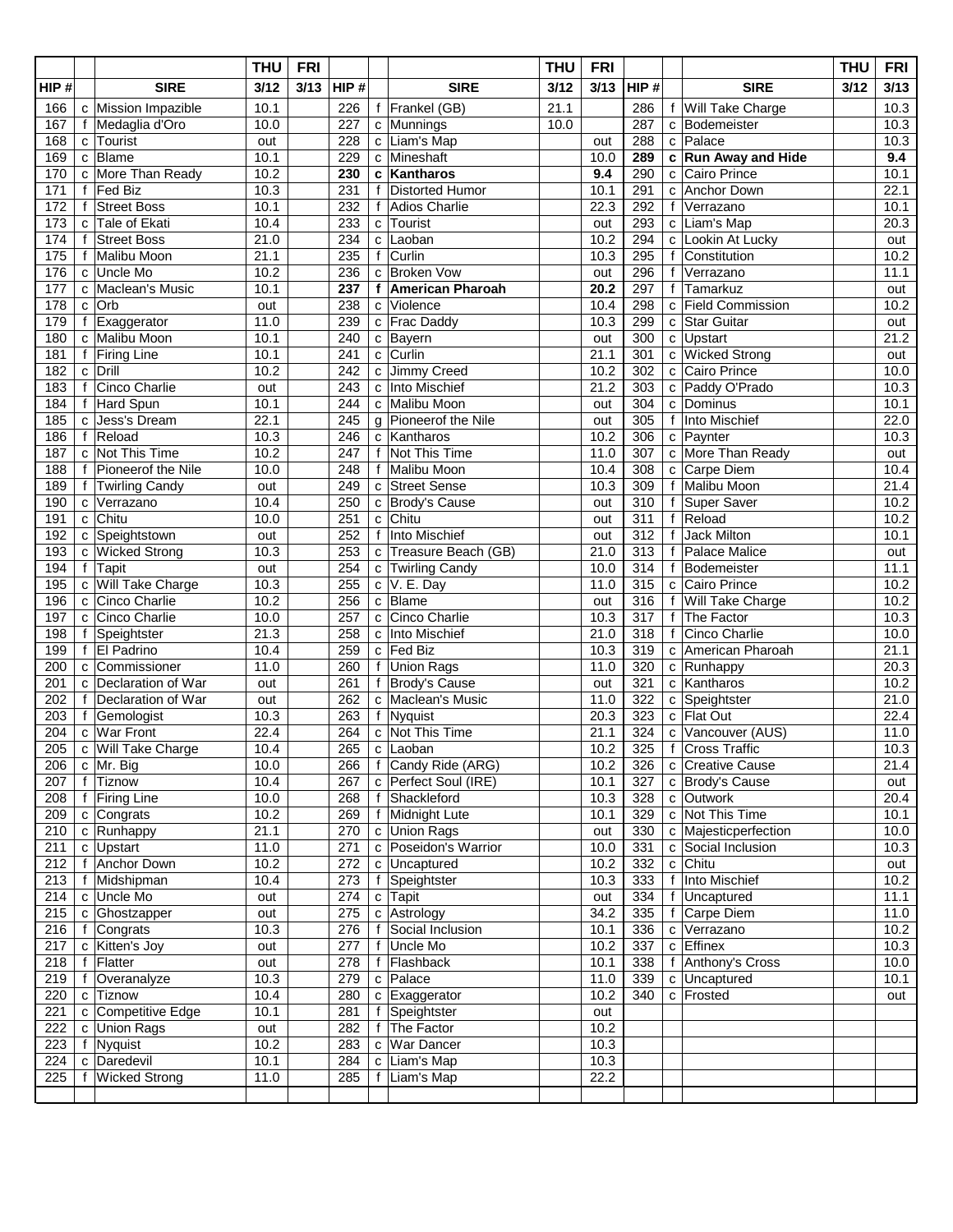| | | | THU | FRI | | | | THU | FRI | | | | THU | FRI |
|---|---|---|---|---|---|---|---|---|---|---|---|---|---|---|
| HIP # | | SIRE | 3/12 | 3/13 | HIP # | | SIRE | 3/12 | 3/13 | HIP # | | SIRE | 3/12 | 3/13 |
| 166 | c | Mission Impazible | 10.1 | | 226 | f | Frankel (GB) | 21.1 | | 286 | f | Will Take Charge | | 10.3 |
| 167 | f | Medaglia d'Oro | 10.0 | | 227 | c | Munnings | 10.0 | | 287 | c | Bodemeister | | 10.3 |
| 168 | c | Tourist | out | | 228 | c | Liam's Map | | out | 288 | c | Palace | | 10.3 |
| 169 | c | Blame | 10.1 | | 229 | c | Mineshaft | | 10.0 | **289** | **c** | **Run Away and Hide** | | **9.4** |
| 170 | c | More Than Ready | 10.2 | | **230** | **c** | **Kantharos** | | **9.4** | 290 | c | Cairo Prince | | 10.1 |
| 171 | f | Fed Biz | 10.3 | | 231 | f | Distorted Humor | | 10.1 | 291 | c | Anchor Down | | 22.1 |
| 172 | f | Street Boss | 10.1 | | 232 | f | Adios Charlie | | 22.3 | 292 | f | Verrazano | | 10.1 |
| 173 | c | Tale of Ekati | 10.4 | | 233 | c | Tourist | | out | 293 | c | Liam's Map | | 20.3 |
| 174 | f | Street Boss | 21.0 | | 234 | c | Laoban | | 10.2 | 294 | c | Lookin At Lucky | | out |
| 175 | f | Malibu Moon | 21.1 | | 235 | f | Curlin | | 10.3 | 295 | f | Constitution | | 10.2 |
| 176 | c | Uncle Mo | 10.2 | | 236 | c | Broken Vow | | out | 296 | f | Verrazano | | 11.1 |
| 177 | c | Maclean's Music | 10.1 | | **237** | **f** | **American Pharoah** | | **20.2** | 297 | f | Tamarkuz | | out |
| 178 | c | Orb | out | | 238 | c | Violence | | 10.4 | 298 | c | Field Commission | | 10.2 |
| 179 | f | Exaggerator | 11.0 | | 239 | c | Frac Daddy | | 10.3 | 299 | c | Star Guitar | | out |
| 180 | c | Malibu Moon | 10.1 | | 240 | c | Bayern | | out | 300 | c | Upstart | | 21.2 |
| 181 | f | Firing Line | 10.1 | | 241 | c | Curlin | | 21.1 | 301 | c | Wicked Strong | | out |
| 182 | c | Drill | 10.2 | | 242 | c | Jimmy Creed | | 10.2 | 302 | c | Cairo Prince | | 10.0 |
| 183 | f | Cinco Charlie | out | | 243 | c | Into Mischief | | 21.2 | 303 | c | Paddy O'Prado | | 10.3 |
| 184 | f | Hard Spun | 10.1 | | 244 | c | Malibu Moon | | out | 304 | c | Dominus | | 10.1 |
| 185 | c | Jess's Dream | 22.1 | | 245 | g | Pioneerof the Nile | | out | 305 | f | Into Mischief | | 22.0 |
| 186 | f | Reload | 10.3 | | 246 | c | Kantharos | | 10.2 | 306 | c | Paynter | | 10.3 |
| 187 | c | Not This Time | 10.2 | | 247 | f | Not This Time | | 11.0 | 307 | c | More Than Ready | | out |
| 188 | f | Pioneerof the Nile | 10.0 | | 248 | f | Malibu Moon | | 10.4 | 308 | c | Carpe Diem | | 10.4 |
| 189 | f | Twirling Candy | out | | 249 | c | Street Sense | | 10.3 | 309 | f | Malibu Moon | | 21.4 |
| 190 | c | Verrazano | 10.4 | | 250 | c | Brody's Cause | | out | 310 | f | Super Saver | | 10.2 |
| 191 | c | Chitu | 10.0 | | 251 | c | Chitu | | out | 311 | f | Reload | | 10.2 |
| 192 | c | Speightstown | out | | 252 | f | Into Mischief | | out | 312 | f | Jack Milton | | 10.1 |
| 193 | c | Wicked Strong | 10.3 | | 253 | c | Treasure Beach (GB) | | 21.0 | 313 | f | Palace Malice | | out |
| 194 | f | Tapit | out | | 254 | c | Twirling Candy | | 10.0 | 314 | f | Bodemeister | | 11.1 |
| 195 | c | Will Take Charge | 10.3 | | 255 | c | V. E. Day | | 11.0 | 315 | c | Cairo Prince | | 10.2 |
| 196 | c | Cinco Charlie | 10.2 | | 256 | c | Blame | | out | 316 | f | Will Take Charge | | 10.2 |
| 197 | c | Cinco Charlie | 10.0 | | 257 | c | Cinco Charlie | | 10.3 | 317 | f | The Factor | | 10.3 |
| 198 | f | Speightster | 21.3 | | 258 | c | Into Mischief | | 21.0 | 318 | f | Cinco Charlie | | 10.0 |
| 199 | f | El Padrino | 10.4 | | 259 | c | Fed Biz | | 10.3 | 319 | c | American Pharoah | | 21.1 |
| 200 | c | Commissioner | 11.0 | | 260 | f | Union Rags | | 11.0 | 320 | c | Runhappy | | 20.3 |
| 201 | c | Declaration of War | out | | 261 | f | Brody's Cause | | out | 321 | c | Kantharos | | 10.2 |
| 202 | f | Declaration of War | out | | 262 | c | Maclean's Music | | 11.0 | 322 | c | Speightster | | 21.0 |
| 203 | f | Gemologist | 10.3 | | 263 | f | Nyquist | | 20.3 | 323 | c | Flat Out | | 22.4 |
| 204 | c | War Front | 22.4 | | 264 | c | Not This Time | | 21.1 | 324 | c | Vancouver (AUS) | | 11.0 |
| 205 | c | Will Take Charge | 10.4 | | 265 | c | Laoban | | 10.2 | 325 | f | Cross Traffic | | 10.3 |
| 206 | c | Mr. Big | 10.0 | | 266 | f | Candy Ride (ARG) | | 10.2 | 326 | c | Creative Cause | | 21.4 |
| 207 | f | Tiznow | 10.4 | | 267 | c | Perfect Soul (IRE) | | 10.1 | 327 | c | Brody's Cause | | out |
| 208 | f | Firing Line | 10.0 | | 268 | f | Shackleford | | 10.3 | 328 | c | Outwork | | 20.4 |
| 209 | c | Congrats | 10.2 | | 269 | f | Midnight Lute | | 10.1 | 329 | c | Not This Time | | 10.1 |
| 210 | c | Runhappy | 21.1 | | 270 | c | Union Rags | | out | 330 | c | Majesticperfection | | 10.0 |
| 211 | c | Upstart | 11.0 | | 271 | c | Poseidon's Warrior | | 10.0 | 331 | c | Social Inclusion | | 10.3 |
| 212 | f | Anchor Down | 10.2 | | 272 | c | Uncaptured | | 10.2 | 332 | c | Chitu | | out |
| 213 | f | Midshipman | 10.4 | | 273 | f | Speightster | | 10.3 | 333 | f | Into Mischief | | 10.2 |
| 214 | c | Uncle Mo | out | | 274 | c | Tapit | | out | 334 | f | Uncaptured | | 11.1 |
| 215 | c | Ghostzapper | out | | 275 | c | Astrology | | 34.2 | 335 | f | Carpe Diem | | 11.0 |
| 216 | f | Congrats | 10.3 | | 276 | f | Social Inclusion | | 10.1 | 336 | c | Verrazano | | 10.2 |
| 217 | c | Kitten's Joy | out | | 277 | f | Uncle Mo | | 10.2 | 337 | c | Effinex | | 10.3 |
| 218 | f | Flatter | out | | 278 | f | Flashback | | 10.1 | 338 | f | Anthony's Cross | | 10.0 |
| 219 | f | Overanalyze | 10.3 | | 279 | c | Palace | | 11.0 | 339 | c | Uncaptured | | 10.1 |
| 220 | c | Tiznow | 10.4 | | 280 | c | Exaggerator | | 10.2 | 340 | c | Frosted | | out |
| 221 | c | Competitive Edge | 10.1 | | 281 | f | Speightster | | out | | | | | |
| 222 | c | Union Rags | out | | 282 | f | The Factor | | 10.2 | | | | | |
| 223 | f | Nyquist | 10.2 | | 283 | c | War Dancer | | 10.3 | | | | | |
| 224 | c | Daredevil | 10.1 | | 284 | c | Liam's Map | | 10.3 | | | | | |
| 225 | f | Wicked Strong | 11.0 | | 285 | f | Liam's Map | | 22.2 | | | | | |